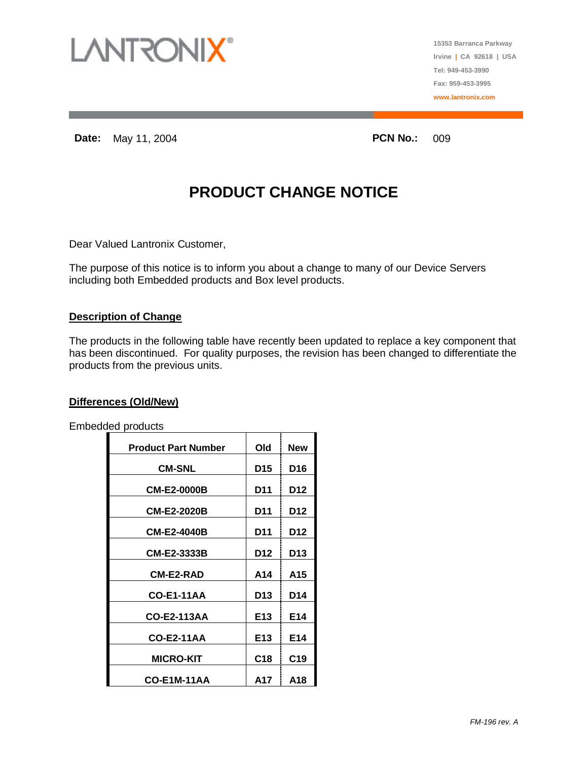LANTRONIX®

15353 Barranca Parkway
Irvine | CA 92618 | USA
Tel: 949-453-3990
Fax: 959-453-3995
www.lantronix.com

**Date:** May 11, 2004 **PCN No.:** 009

# PRODUCT CHANGE NOTICE

Dear Valued Lantronix Customer,

The purpose of this notice is to inform you about a change to many of our Device Servers including both Embedded products and Box level products.

## Description of Change

The products in the following table have recently been updated to replace a key component that has been discontinued. For quality purposes, the revision has been changed to differentiate the products from the previous units.

## Differences (Old/New)

Embedded products

| Product Part Number | Old | New |
|---|---|---|
| CM-SNL | D15 | D16 |
| CM-E2-0000B | D11 | D12 |
| CM-E2-2020B | D11 | D12 |
| CM-E2-4040B | D11 | D12 |
| CM-E2-3333B | D12 | D13 |
| CM-E2-RAD | A14 | A15 |
| CO-E1-11AA | D13 | D14 |
| CO-E2-113AA | E13 | E14 |
| CO-E2-11AA | E13 | E14 |
| MICRO-KIT | C18 | C19 |
| CO-E1M-11AA | A17 | A18 |

*FM-196 rev. A*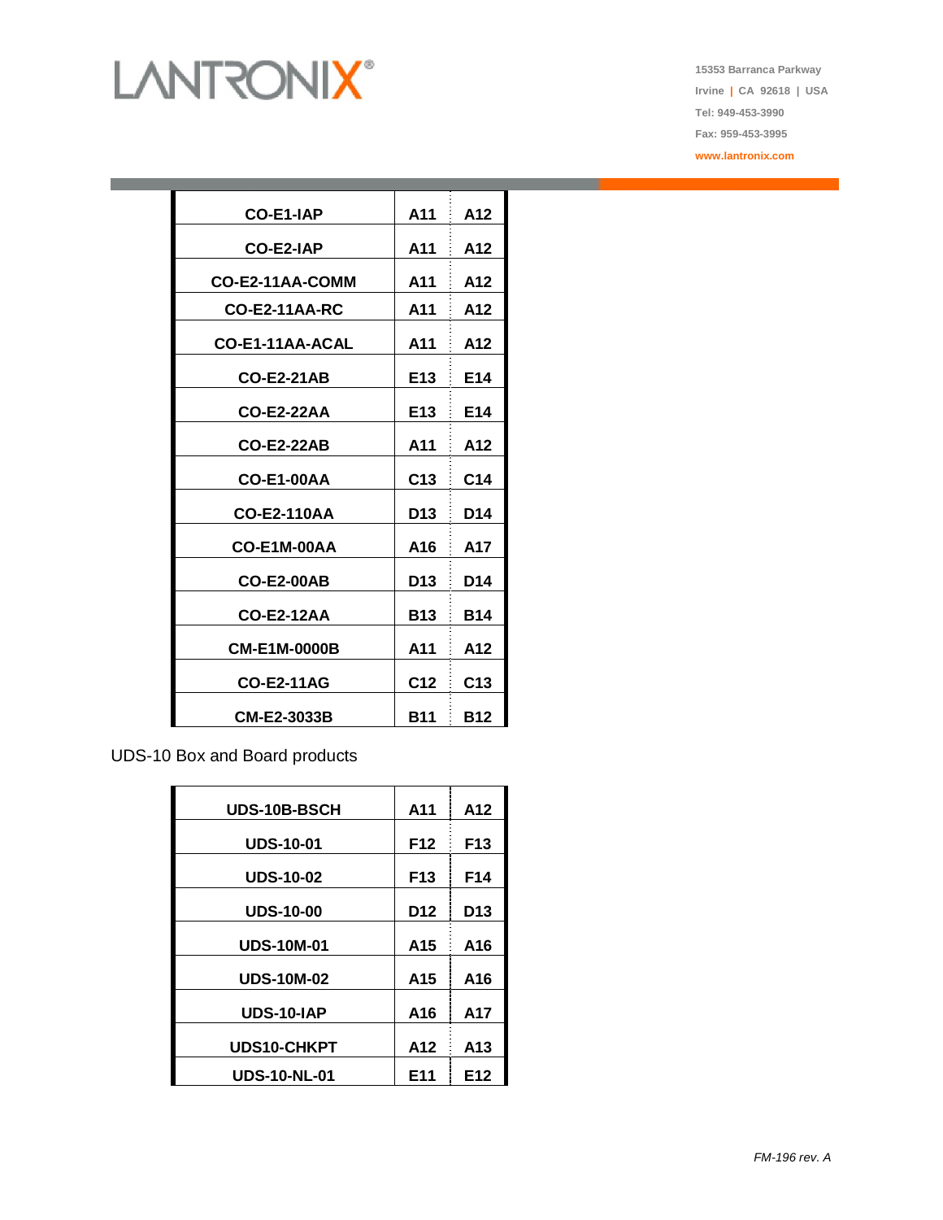| CO-E1-IAP | A11 | A12 |
|---|---|---|
| CO-E2-IAP | A11 | A12 |
| CO-E2-11AA-COMM | A11 | A12 |
| CO-E2-11AA-RC | A11 | A12 |
| CO-E1-11AA-ACAL | A11 | A12 |
| CO-E2-21AB | E13 | E14 |
| CO-E2-22AA | E13 | E14 |
| CO-E2-22AB | A11 | A12 |
| CO-E1-00AA | C13 | C14 |
| CO-E2-110AA | D13 | D14 |
| CO-E1M-00AA | A16 | A17 |
| CO-E2-00AB | D13 | D14 |
| CO-E2-12AA | B13 | B14 |
| CM-E1M-0000B | A11 | A12 |
| CO-E2-11AG | C12 | C13 |
| CM-E2-3033B | B11 | B12 |

UDS-10 Box and Board products

| UDS-10B-BSCH | A11 | A12 |
|---|---|---|
| UDS-10-01 | F12 | F13 |
| UDS-10-02 | F13 | F14 |
| UDS-10-00 | D12 | D13 |
| UDS-10M-01 | A15 | A16 |
| UDS-10M-02 | A15 | A16 |
| UDS-10-IAP | A16 | A17 |
| UDS10-CHKPT | A12 | A13 |
| UDS-10-NL-01 | E11 | E12 |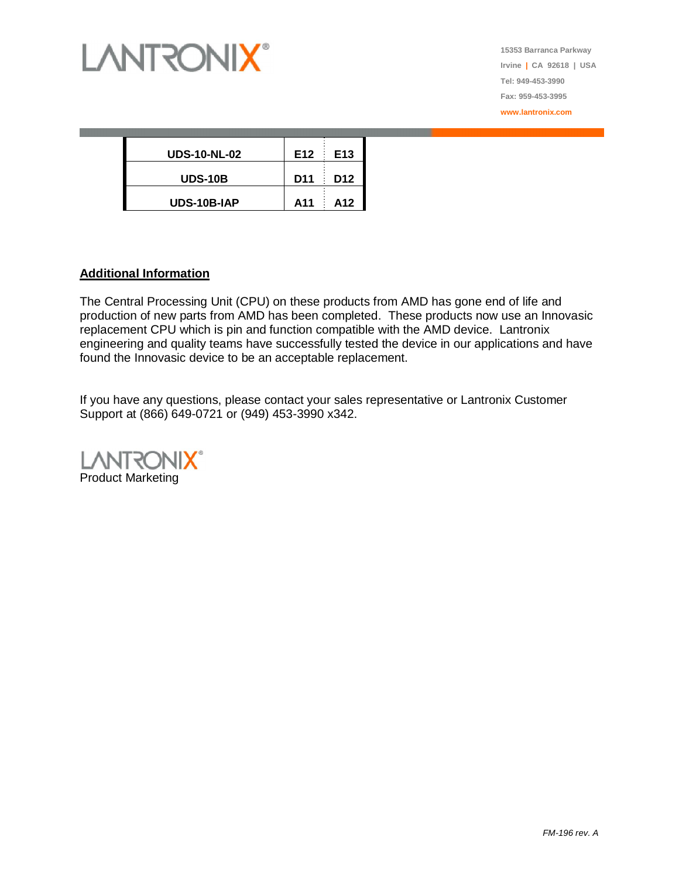| | | |
|---|---|---|
| **UDS-10-NL-02** | **E12** | **E13** |
| **UDS-10B** | **D11** | **D12** |
| **UDS-10B-IAP** | **A11** | **A12** |

## Additional Information

The Central Processing Unit (CPU) on these products from AMD has gone end of life and production of new parts from AMD has been completed. These products now use an Innovasic replacement CPU which is pin and function compatible with the AMD device. Lantronix engineering and quality teams have successfully tested the device in our applications and have found the Innovasic device to be an acceptable replacement.

If you have any questions, please contact your sales representative or Lantronix Customer Support at (866) 649-0721 or (949) 453-3990 x342.

LANTRONIX®
Product Marketing